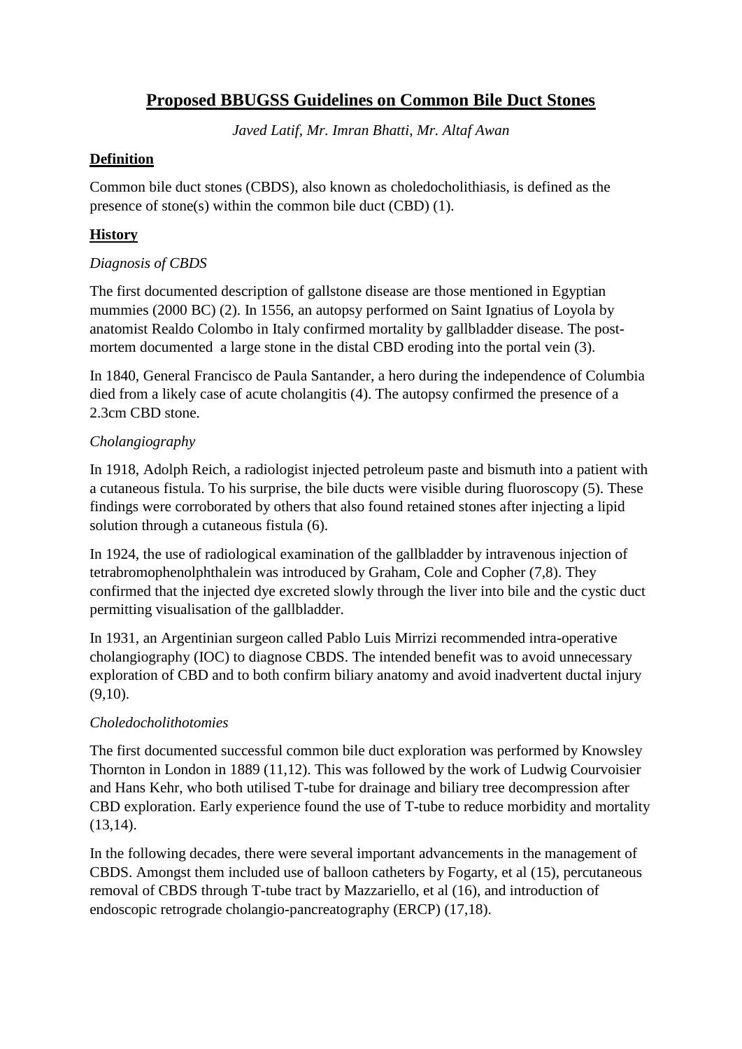# **Proposed BBUGSS Guidelines on Common Bile Duct Stones**

*Javed Latif, Mr. Imran Bhatti, Mr. Altaf Awan*

## **Definition**

Common bile duct stones (CBDS), also known as choledocholithiasis, is defined as the presence of stone(s) within the common bile duct (CBD) (1).

## **History**

### *Diagnosis of CBDS*

The first documented description of gallstone disease are those mentioned in Egyptian mummies (2000 BC) (2). In 1556, an autopsy performed on Saint Ignatius of Loyola by anatomist Realdo Colombo in Italy confirmed mortality by gallbladder disease. The post-mortem documented a large stone in the distal CBD eroding into the portal vein (3).

In 1840, General Francisco de Paula Santander, a hero during the independence of Columbia died from a likely case of acute cholangitis (4). The autopsy confirmed the presence of a 2.3cm CBD stone.

### *Cholangiography*

In 1918, Adolph Reich, a radiologist injected petroleum paste and bismuth into a patient with a cutaneous fistula. To his surprise, the bile ducts were visible during fluoroscopy (5). These findings were corroborated by others that also found retained stones after injecting a lipid solution through a cutaneous fistula (6).

In 1924, the use of radiological examination of the gallbladder by intravenous injection of tetrabromophenolphthalein was introduced by Graham, Cole and Copher (7,8). They confirmed that the injected dye excreted slowly through the liver into bile and the cystic duct permitting visualisation of the gallbladder.

In 1931, an Argentinian surgeon called Pablo Luis Mirrizi recommended intra-operative cholangiography (IOC) to diagnose CBDS. The intended benefit was to avoid unnecessary exploration of CBD and to both confirm biliary anatomy and avoid inadvertent ductal injury (9,10).

### *Choledocholithotomies*

The first documented successful common bile duct exploration was performed by Knowsley Thornton in London in 1889 (11,12). This was followed by the work of Ludwig Courvoisier and Hans Kehr, who both utilised T-tube for drainage and biliary tree decompression after CBD exploration. Early experience found the use of T-tube to reduce morbidity and mortality (13,14).

In the following decades, there were several important advancements in the management of CBDS. Amongst them included use of balloon catheters by Fogarty, et al (15), percutaneous removal of CBDS through T-tube tract by Mazzariello, et al (16), and introduction of endoscopic retrograde cholangio-pancreatography (ERCP) (17,18).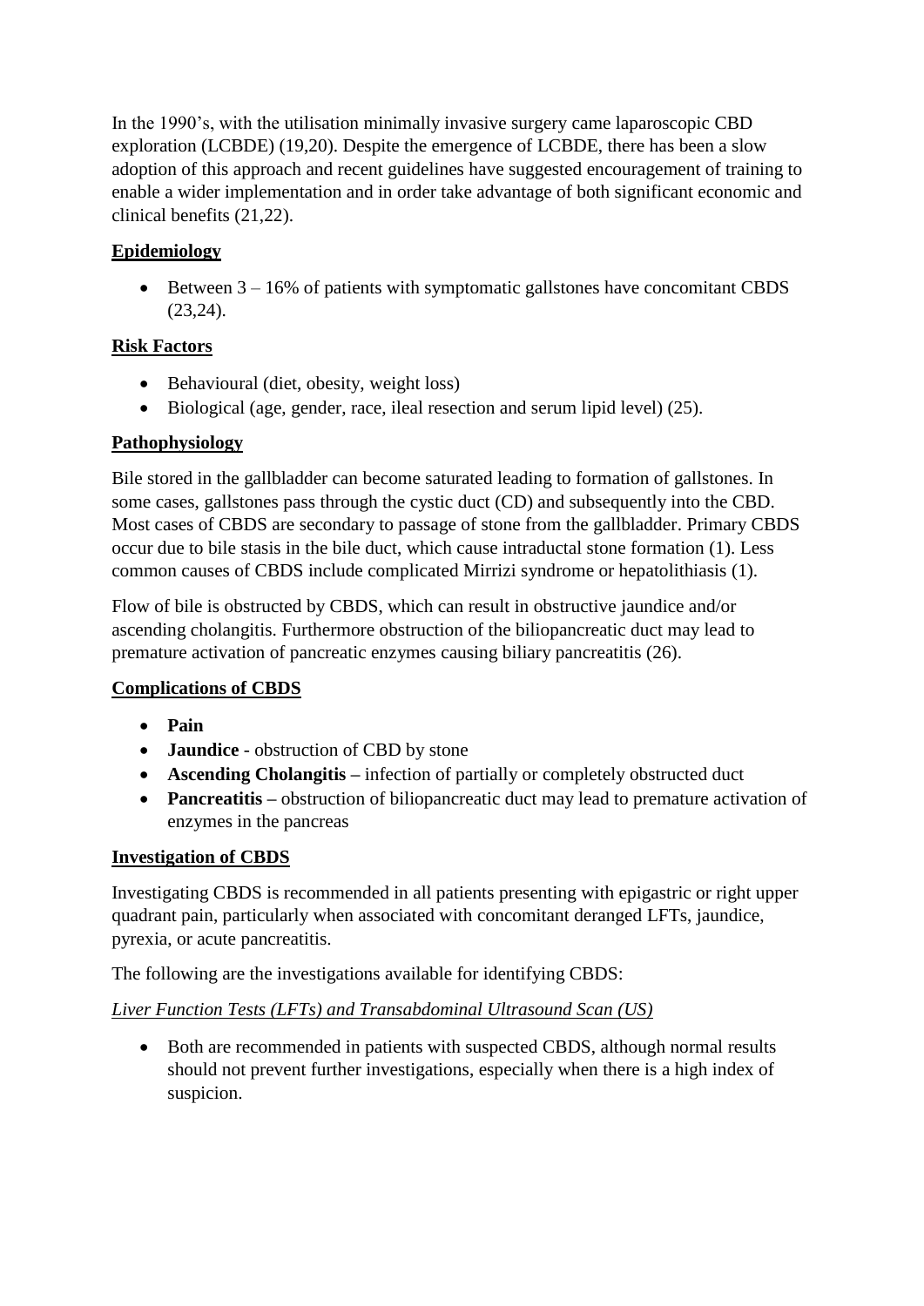In the 1990's, with the utilisation minimally invasive surgery came laparoscopic CBD exploration (LCBDE) (19,20). Despite the emergence of LCBDE, there has been a slow adoption of this approach and recent guidelines have suggested encouragement of training to enable a wider implementation and in order take advantage of both significant economic and clinical benefits (21,22).

## Epidemiology

- Between 3 – 16% of patients with symptomatic gallstones have concomitant CBDS (23,24).

## Risk Factors

- Behavioural (diet, obesity, weight loss)
- Biological (age, gender, race, ileal resection and serum lipid level) (25).

## Pathophysiology

Bile stored in the gallbladder can become saturated leading to formation of gallstones. In some cases, gallstones pass through the cystic duct (CD) and subsequently into the CBD. Most cases of CBDS are secondary to passage of stone from the gallbladder. Primary CBDS occur due to bile stasis in the bile duct, which cause intraductal stone formation (1). Less common causes of CBDS include complicated Mirrizi syndrome or hepatolithiasis (1).

Flow of bile is obstructed by CBDS, which can result in obstructive jaundice and/or ascending cholangitis. Furthermore obstruction of the biliopancreatic duct may lead to premature activation of pancreatic enzymes causing biliary pancreatitis (26).

## Complications of CBDS

- **Pain**
- **Jaundice** - obstruction of CBD by stone
- **Ascending Cholangitis –** infection of partially or completely obstructed duct
- **Pancreatitis –** obstruction of biliopancreatic duct may lead to premature activation of enzymes in the pancreas

## Investigation of CBDS

Investigating CBDS is recommended in all patients presenting with epigastric or right upper quadrant pain, particularly when associated with concomitant deranged LFTs, jaundice, pyrexia, or acute pancreatitis.

The following are the investigations available for identifying CBDS:

### *Liver Function Tests (LFTs) and Transabdominal Ultrasound Scan (US)*

- Both are recommended in patients with suspected CBDS, although normal results should not prevent further investigations, especially when there is a high index of suspicion.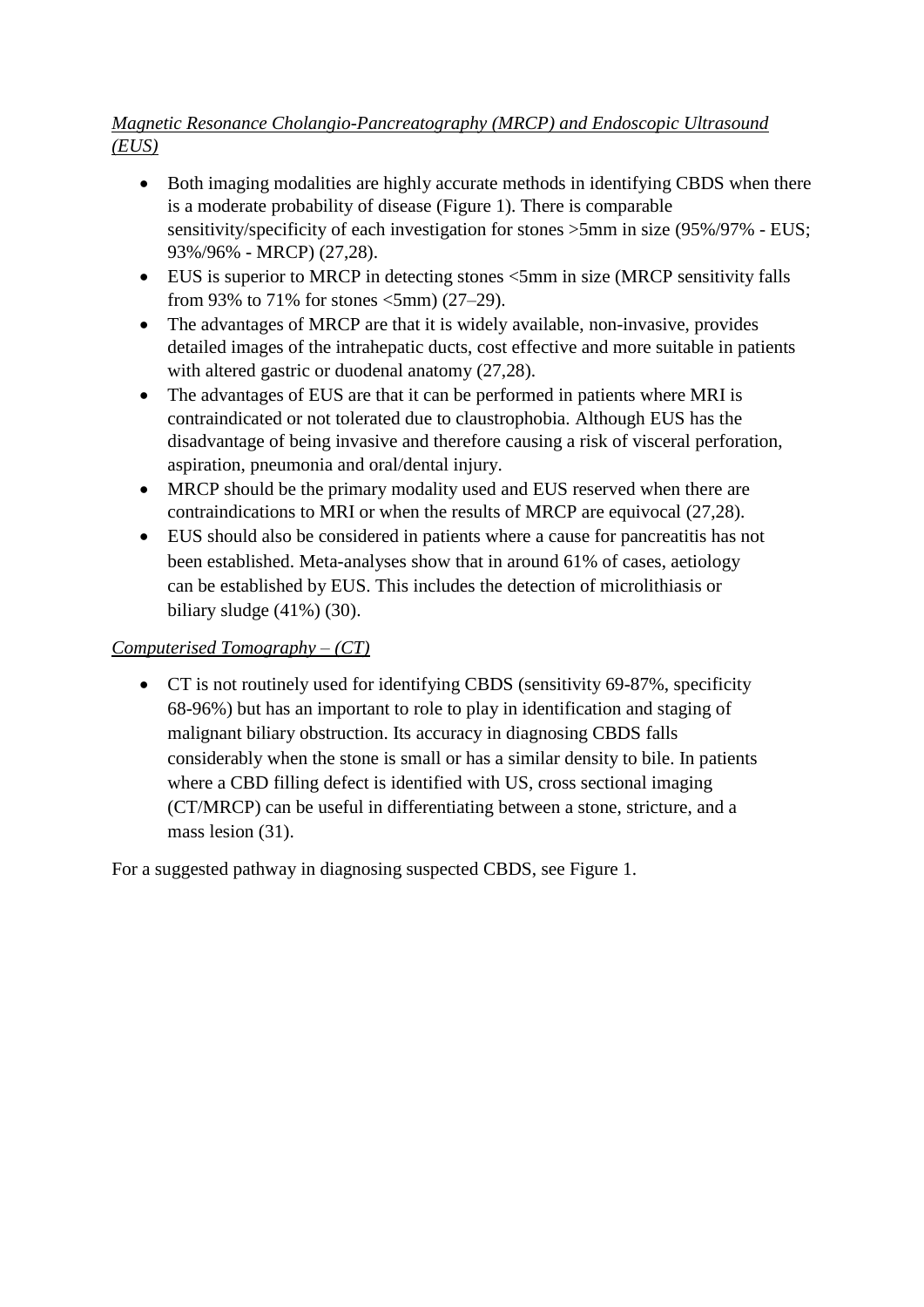*Magnetic Resonance Cholangio-Pancreatography (MRCP) and Endoscopic Ultrasound (EUS)*

- Both imaging modalities are highly accurate methods in identifying CBDS when there is a moderate probability of disease (Figure 1). There is comparable sensitivity/specificity of each investigation for stones >5mm in size (95%/97% - EUS; 93%/96% - MRCP) (27,28).
- EUS is superior to MRCP in detecting stones <5mm in size (MRCP sensitivity falls from 93% to 71% for stones <5mm) (27–29).
- The advantages of MRCP are that it is widely available, non-invasive, provides detailed images of the intrahepatic ducts, cost effective and more suitable in patients with altered gastric or duodenal anatomy (27,28).
- The advantages of EUS are that it can be performed in patients where MRI is contraindicated or not tolerated due to claustrophobia. Although EUS has the disadvantage of being invasive and therefore causing a risk of visceral perforation, aspiration, pneumonia and oral/dental injury.
- MRCP should be the primary modality used and EUS reserved when there are contraindications to MRI or when the results of MRCP are equivocal (27,28).
- EUS should also be considered in patients where a cause for pancreatitis has not been established. Meta-analyses show that in around 61% of cases, aetiology can be established by EUS. This includes the detection of microlithiasis or biliary sludge (41%) (30).

*Computerised Tomography – (CT)*

- CT is not routinely used for identifying CBDS (sensitivity 69-87%, specificity 68-96%) but has an important to role to play in identification and staging of malignant biliary obstruction. Its accuracy in diagnosing CBDS falls considerably when the stone is small or has a similar density to bile. In patients where a CBD filling defect is identified with US, cross sectional imaging (CT/MRCP) can be useful in differentiating between a stone, stricture, and a mass lesion (31).

For a suggested pathway in diagnosing suspected CBDS, see Figure 1.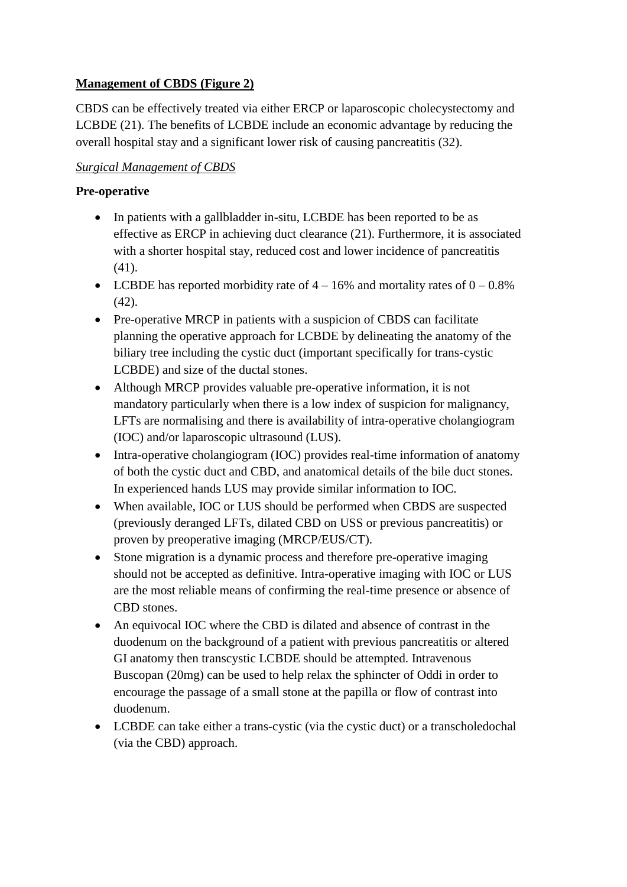**Management of CBDS (Figure 2)**

CBDS can be effectively treated via either ERCP or laparoscopic cholecystectomy and LCBDE (21). The benefits of LCBDE include an economic advantage by reducing the overall hospital stay and a significant lower risk of causing pancreatitis (32).

*Surgical Management of CBDS*

**Pre-operative**

- In patients with a gallbladder in-situ, LCBDE has been reported to be as effective as ERCP in achieving duct clearance (21). Furthermore, it is associated with a shorter hospital stay, reduced cost and lower incidence of pancreatitis (41).
- LCBDE has reported morbidity rate of 4 – 16% and mortality rates of 0 – 0.8% (42).
- Pre-operative MRCP in patients with a suspicion of CBDS can facilitate planning the operative approach for LCBDE by delineating the anatomy of the biliary tree including the cystic duct (important specifically for trans-cystic LCBDE) and size of the ductal stones.
- Although MRCP provides valuable pre-operative information, it is not mandatory particularly when there is a low index of suspicion for malignancy, LFTs are normalising and there is availability of intra-operative cholangiogram (IOC) and/or laparoscopic ultrasound (LUS).
- Intra-operative cholangiogram (IOC) provides real-time information of anatomy of both the cystic duct and CBD, and anatomical details of the bile duct stones. In experienced hands LUS may provide similar information to IOC.
- When available, IOC or LUS should be performed when CBDS are suspected (previously deranged LFTs, dilated CBD on USS or previous pancreatitis) or proven by preoperative imaging (MRCP/EUS/CT).
- Stone migration is a dynamic process and therefore pre-operative imaging should not be accepted as definitive. Intra-operative imaging with IOC or LUS are the most reliable means of confirming the real-time presence or absence of CBD stones.
- An equivocal IOC where the CBD is dilated and absence of contrast in the duodenum on the background of a patient with previous pancreatitis or altered GI anatomy then transcystic LCBDE should be attempted. Intravenous Buscopan (20mg) can be used to help relax the sphincter of Oddi in order to encourage the passage of a small stone at the papilla or flow of contrast into duodenum.
- LCBDE can take either a trans-cystic (via the cystic duct) or a transcholedochal (via the CBD) approach.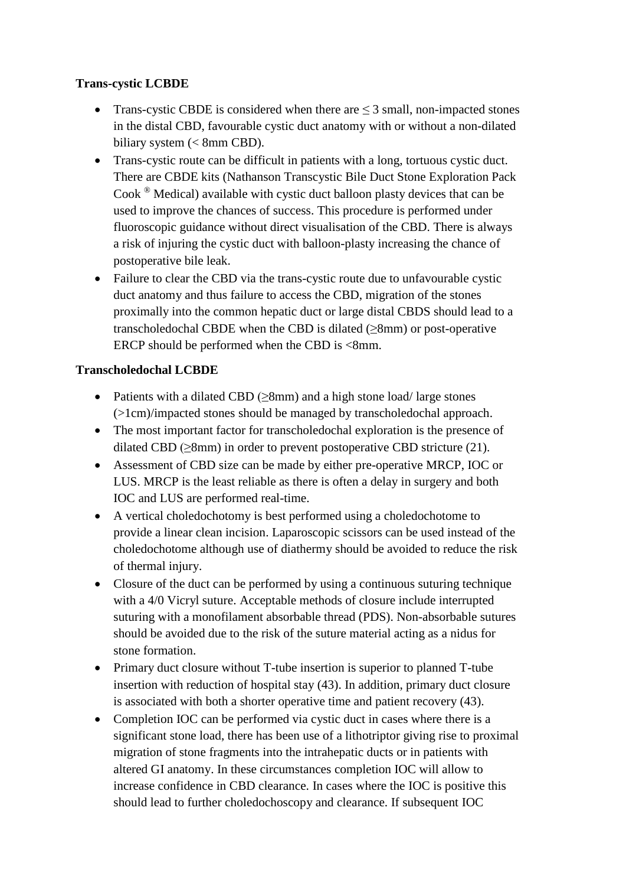**Trans-cystic LCBDE**

- Trans-cystic CBDE is considered when there are ≤ 3 small, non-impacted stones in the distal CBD, favourable cystic duct anatomy with or without a non-dilated biliary system (< 8mm CBD).
- Trans-cystic route can be difficult in patients with a long, tortuous cystic duct. There are CBDE kits (Nathanson Transcystic Bile Duct Stone Exploration Pack Cook ® Medical) available with cystic duct balloon plasty devices that can be used to improve the chances of success. This procedure is performed under fluoroscopic guidance without direct visualisation of the CBD. There is always a risk of injuring the cystic duct with balloon-plasty increasing the chance of postoperative bile leak.
- Failure to clear the CBD via the trans-cystic route due to unfavourable cystic duct anatomy and thus failure to access the CBD, migration of the stones proximally into the common hepatic duct or large distal CBDS should lead to a transcholedochal CBDE when the CBD is dilated (≥8mm) or post-operative ERCP should be performed when the CBD is <8mm.

**Transcholedochal LCBDE**

- Patients with a dilated CBD (≥8mm) and a high stone load/ large stones (>1cm)/impacted stones should be managed by transcholedochal approach.
- The most important factor for transcholedochal exploration is the presence of dilated CBD (≥8mm) in order to prevent postoperative CBD stricture (21).
- Assessment of CBD size can be made by either pre-operative MRCP, IOC or LUS. MRCP is the least reliable as there is often a delay in surgery and both IOC and LUS are performed real-time.
- A vertical choledochotomy is best performed using a choledochotome to provide a linear clean incision. Laparoscopic scissors can be used instead of the choledochotome although use of diathermy should be avoided to reduce the risk of thermal injury.
- Closure of the duct can be performed by using a continuous suturing technique with a 4/0 Vicryl suture. Acceptable methods of closure include interrupted suturing with a monofilament absorbable thread (PDS). Non-absorbable sutures should be avoided due to the risk of the suture material acting as a nidus for stone formation.
- Primary duct closure without T-tube insertion is superior to planned T-tube insertion with reduction of hospital stay (43). In addition, primary duct closure is associated with both a shorter operative time and patient recovery (43).
- Completion IOC can be performed via cystic duct in cases where there is a significant stone load, there has been use of a lithotriptor giving rise to proximal migration of stone fragments into the intrahepatic ducts or in patients with altered GI anatomy. In these circumstances completion IOC will allow to increase confidence in CBD clearance. In cases where the IOC is positive this should lead to further choledochoscopy and clearance. If subsequent IOC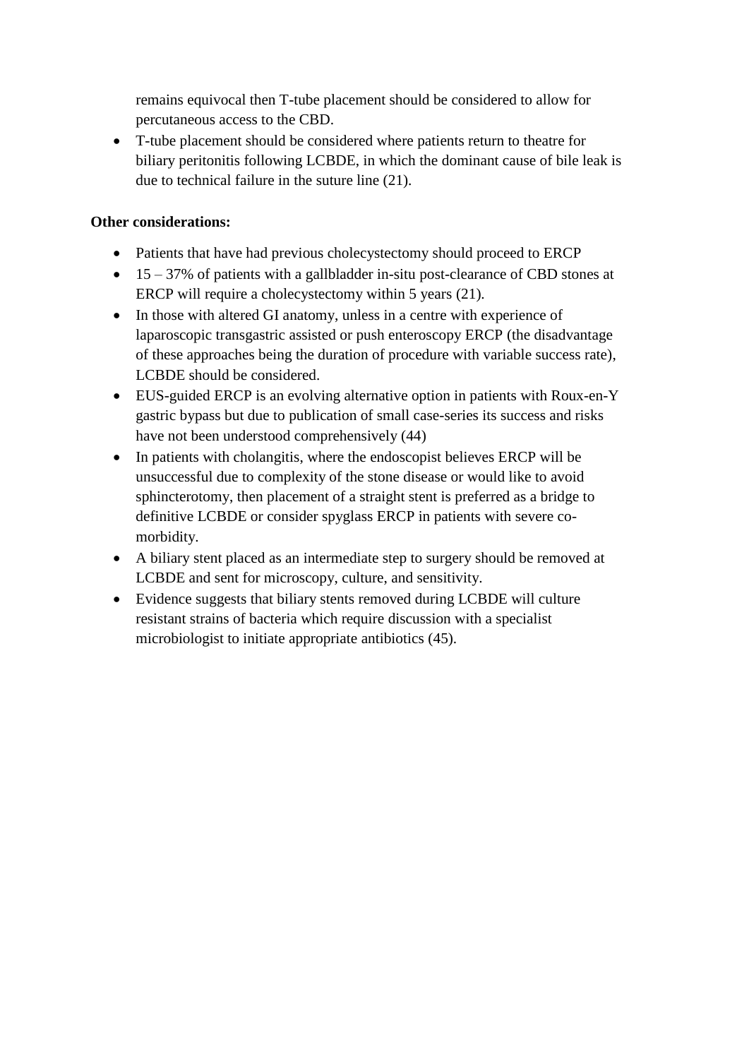remains equivocal then T-tube placement should be considered to allow for percutaneous access to the CBD.

- T-tube placement should be considered where patients return to theatre for biliary peritonitis following LCBDE, in which the dominant cause of bile leak is due to technical failure in the suture line (21).

**Other considerations:**

- Patients that have had previous cholecystectomy should proceed to ERCP
- 15 – 37% of patients with a gallbladder in-situ post-clearance of CBD stones at ERCP will require a cholecystectomy within 5 years (21).
- In those with altered GI anatomy, unless in a centre with experience of laparoscopic transgastric assisted or push enteroscopy ERCP (the disadvantage of these approaches being the duration of procedure with variable success rate), LCBDE should be considered.
- EUS-guided ERCP is an evolving alternative option in patients with Roux-en-Y gastric bypass but due to publication of small case-series its success and risks have not been understood comprehensively (44)
- In patients with cholangitis, where the endoscopist believes ERCP will be unsuccessful due to complexity of the stone disease or would like to avoid sphincterotomy, then placement of a straight stent is preferred as a bridge to definitive LCBDE or consider spyglass ERCP in patients with severe co-morbidity.
- A biliary stent placed as an intermediate step to surgery should be removed at LCBDE and sent for microscopy, culture, and sensitivity.
- Evidence suggests that biliary stents removed during LCBDE will culture resistant strains of bacteria which require discussion with a specialist microbiologist to initiate appropriate antibiotics (45).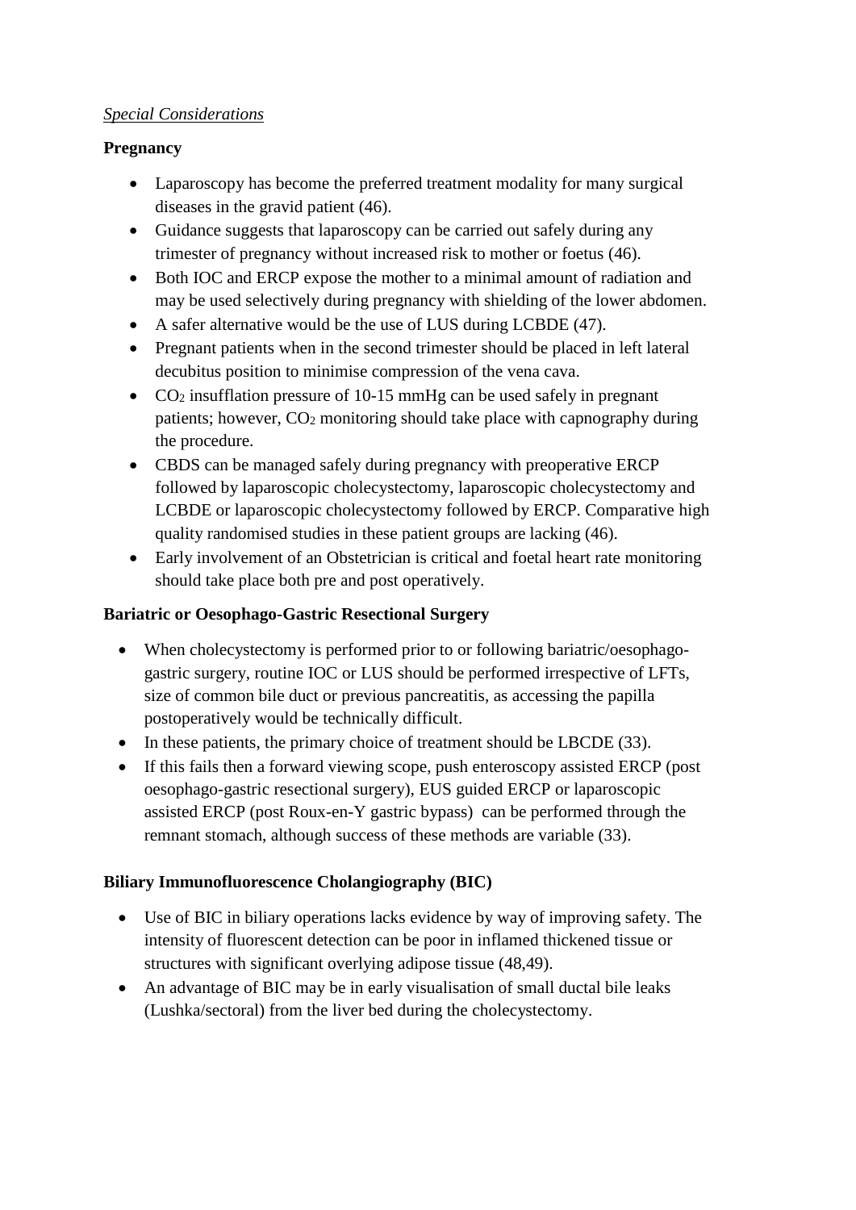*Special Considerations*

**Pregnancy**

- Laparoscopy has become the preferred treatment modality for many surgical diseases in the gravid patient (46).
- Guidance suggests that laparoscopy can be carried out safely during any trimester of pregnancy without increased risk to mother or foetus (46).
- Both IOC and ERCP expose the mother to a minimal amount of radiation and may be used selectively during pregnancy with shielding of the lower abdomen.
- A safer alternative would be the use of LUS during LCBDE (47).
- Pregnant patients when in the second trimester should be placed in left lateral decubitus position to minimise compression of the vena cava.
- $CO_2$ insufflation pressure of 10-15 mmHg can be used safely in pregnant patients; however, $CO_2$ monitoring should take place with capnography during the procedure.
- CBDS can be managed safely during pregnancy with preoperative ERCP followed by laparoscopic cholecystectomy, laparoscopic cholecystectomy and LCBDE or laparoscopic cholecystectomy followed by ERCP. Comparative high quality randomised studies in these patient groups are lacking (46).
- Early involvement of an Obstetrician is critical and foetal heart rate monitoring should take place both pre and post operatively.

**Bariatric or Oesophago-Gastric Resectional Surgery**

- When cholecystectomy is performed prior to or following bariatric/oesophago-gastric surgery, routine IOC or LUS should be performed irrespective of LFTs, size of common bile duct or previous pancreatitis, as accessing the papilla postoperatively would be technically difficult.
- In these patients, the primary choice of treatment should be LBCDE (33).
- If this fails then a forward viewing scope, push enteroscopy assisted ERCP (post oesophago-gastric resectional surgery), EUS guided ERCP or laparoscopic assisted ERCP (post Roux-en-Y gastric bypass) can be performed through the remnant stomach, although success of these methods are variable (33).

**Biliary Immunofluorescence Cholangiography (BIC)**

- Use of BIC in biliary operations lacks evidence by way of improving safety. The intensity of fluorescent detection can be poor in inflamed thickened tissue or structures with significant overlying adipose tissue (48,49).
- An advantage of BIC may be in early visualisation of small ductal bile leaks (Lushka/sectoral) from the liver bed during the cholecystectomy.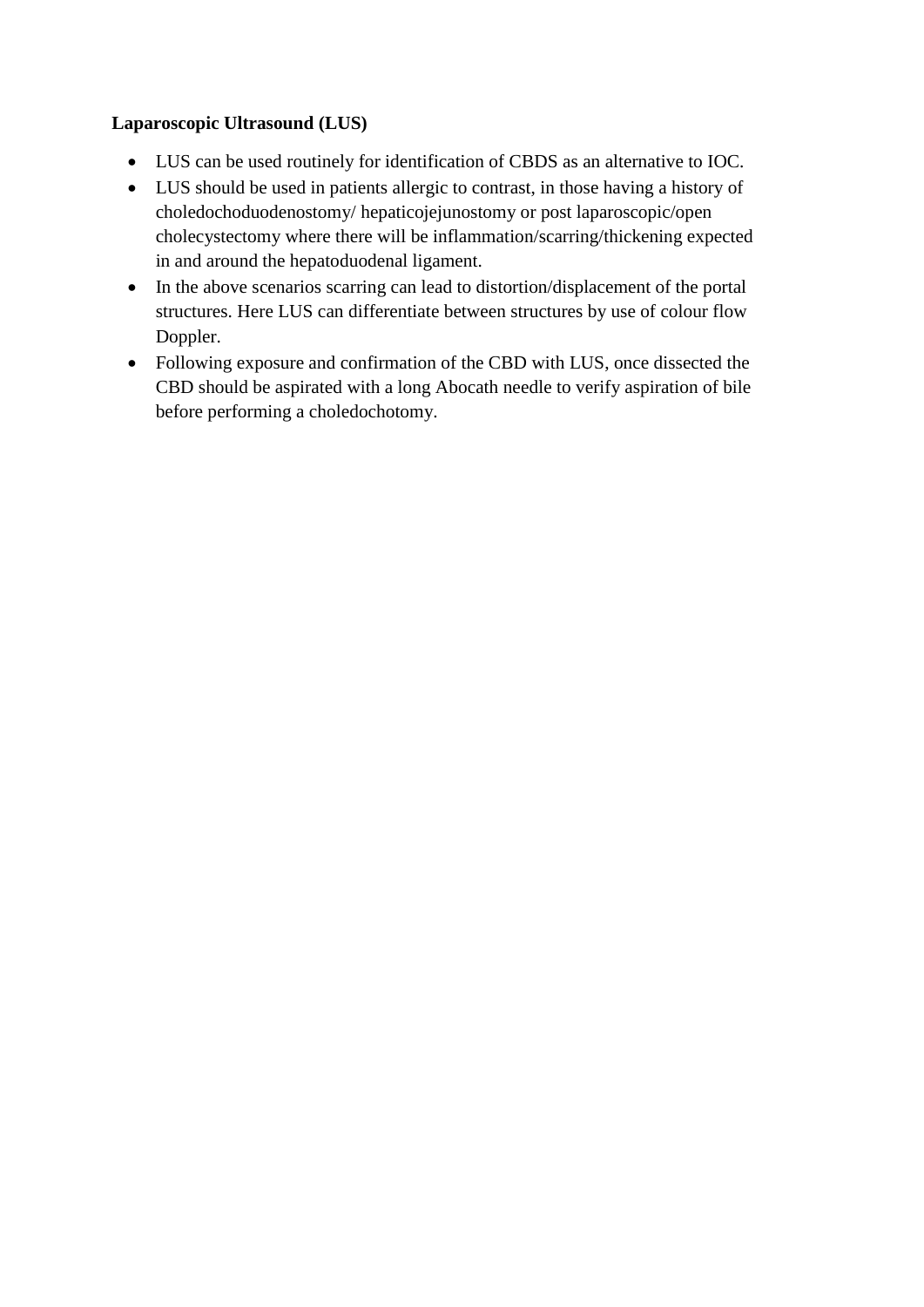**Laparoscopic Ultrasound (LUS)**

- LUS can be used routinely for identification of CBDS as an alternative to IOC.
- LUS should be used in patients allergic to contrast, in those having a history of choledochoduodenostomy/ hepaticojejunostomy or post laparoscopic/open cholecystectomy where there will be inflammation/scarring/thickening expected in and around the hepatoduodenal ligament.
- In the above scenarios scarring can lead to distortion/displacement of the portal structures. Here LUS can differentiate between structures by use of colour flow Doppler.
- Following exposure and confirmation of the CBD with LUS, once dissected the CBD should be aspirated with a long Abocath needle to verify aspiration of bile before performing a choledochotomy.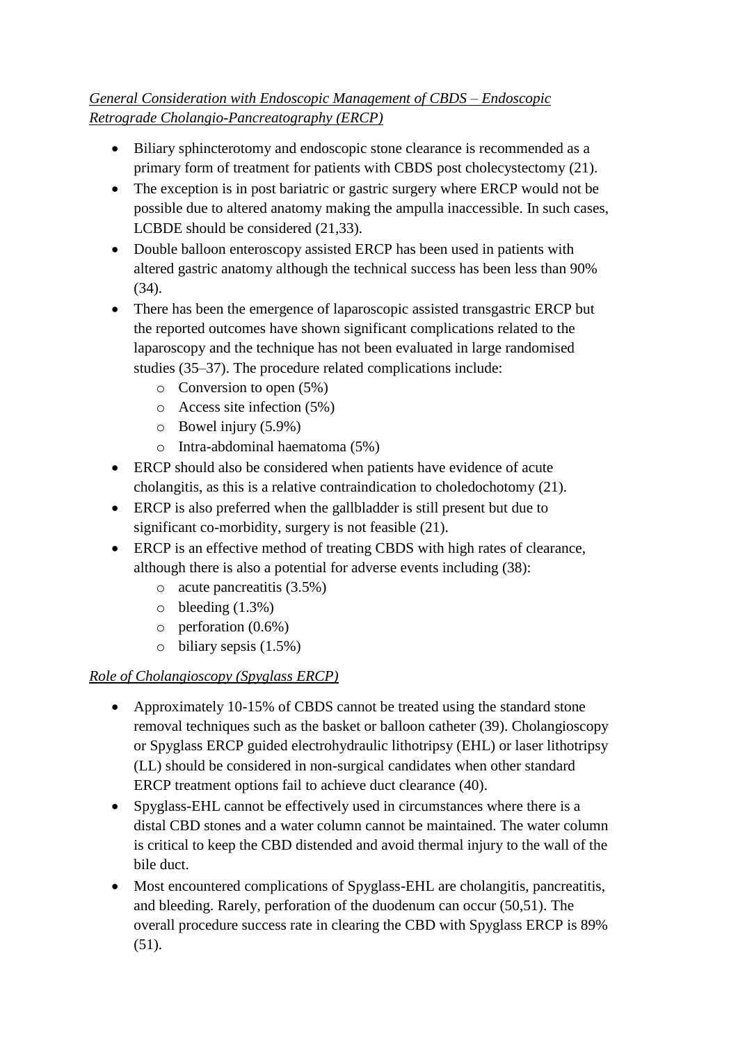*General Consideration with Endoscopic Management of CBDS – Endoscopic Retrograde Cholangio-Pancreatography (ERCP)*

- Biliary sphincterotomy and endoscopic stone clearance is recommended as a primary form of treatment for patients with CBDS post cholecystectomy (21).
- The exception is in post bariatric or gastric surgery where ERCP would not be possible due to altered anatomy making the ampulla inaccessible. In such cases, LCBDE should be considered (21,33).
- Double balloon enteroscopy assisted ERCP has been used in patients with altered gastric anatomy although the technical success has been less than 90% (34).
- There has been the emergence of laparoscopic assisted transgastric ERCP but the reported outcomes have shown significant complications related to the laparoscopy and the technique has not been evaluated in large randomised studies (35–37). The procedure related complications include:
    - Conversion to open (5%)
    - Access site infection (5%)
    - Bowel injury (5.9%)
    - Intra-abdominal haematoma (5%)
- ERCP should also be considered when patients have evidence of acute cholangitis, as this is a relative contraindication to choledochotomy (21).
- ERCP is also preferred when the gallbladder is still present but due to significant co-morbidity, surgery is not feasible (21).
- ERCP is an effective method of treating CBDS with high rates of clearance, although there is also a potential for adverse events including (38):
    - acute pancreatitis (3.5%)
    - bleeding (1.3%)
    - perforation (0.6%)
    - biliary sepsis (1.5%)

*Role of Cholangioscopy (Spyglass ERCP)*

- Approximately 10-15% of CBDS cannot be treated using the standard stone removal techniques such as the basket or balloon catheter (39). Cholangioscopy or Spyglass ERCP guided electrohydraulic lithotripsy (EHL) or laser lithotripsy (LL) should be considered in non-surgical candidates when other standard ERCP treatment options fail to achieve duct clearance (40).
- Spyglass-EHL cannot be effectively used in circumstances where there is a distal CBD stones and a water column cannot be maintained. The water column is critical to keep the CBD distended and avoid thermal injury to the wall of the bile duct.
- Most encountered complications of Spyglass-EHL are cholangitis, pancreatitis, and bleeding. Rarely, perforation of the duodenum can occur (50,51). The overall procedure success rate in clearing the CBD with Spyglass ERCP is 89% (51).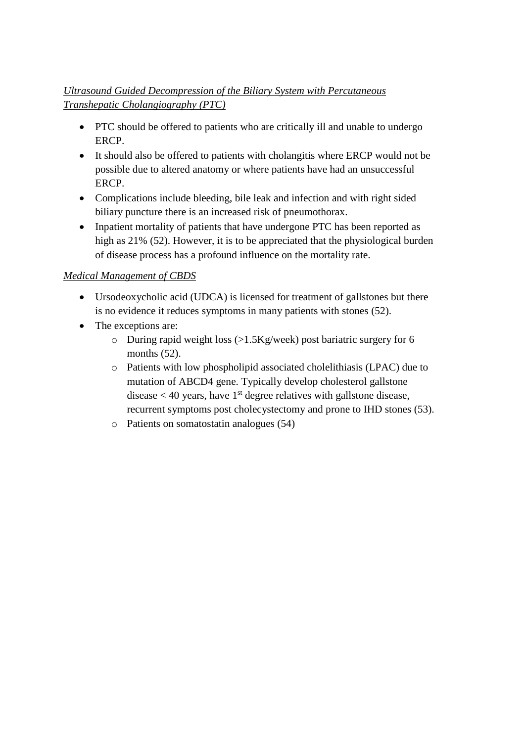*<u>Ultrasound Guided Decompression of the Biliary System with Percutaneous Transhepatic Cholangiography (PTC)</u>*

- PTC should be offered to patients who are critically ill and unable to undergo ERCP.
- It should also be offered to patients with cholangitis where ERCP would not be possible due to altered anatomy or where patients have had an unsuccessful ERCP.
- Complications include bleeding, bile leak and infection and with right sided biliary puncture there is an increased risk of pneumothorax.
- Inpatient mortality of patients that have undergone PTC has been reported as high as 21% (52). However, it is to be appreciated that the physiological burden of disease process has a profound influence on the mortality rate.

*<u>Medical Management of CBDS</u>*

- Ursodeoxycholic acid (UDCA) is licensed for treatment of gallstones but there is no evidence it reduces symptoms in many patients with stones (52).
- The exceptions are:
    - During rapid weight loss (>1.5Kg/week) post bariatric surgery for 6 months (52).
    - Patients with low phospholipid associated cholelithiasis (LPAC) due to mutation of ABCD4 gene. Typically develop cholesterol gallstone disease < 40 years, have 1st degree relatives with gallstone disease, recurrent symptoms post cholecystectomy and prone to IHD stones (53).
    - Patients on somatostatin analogues (54)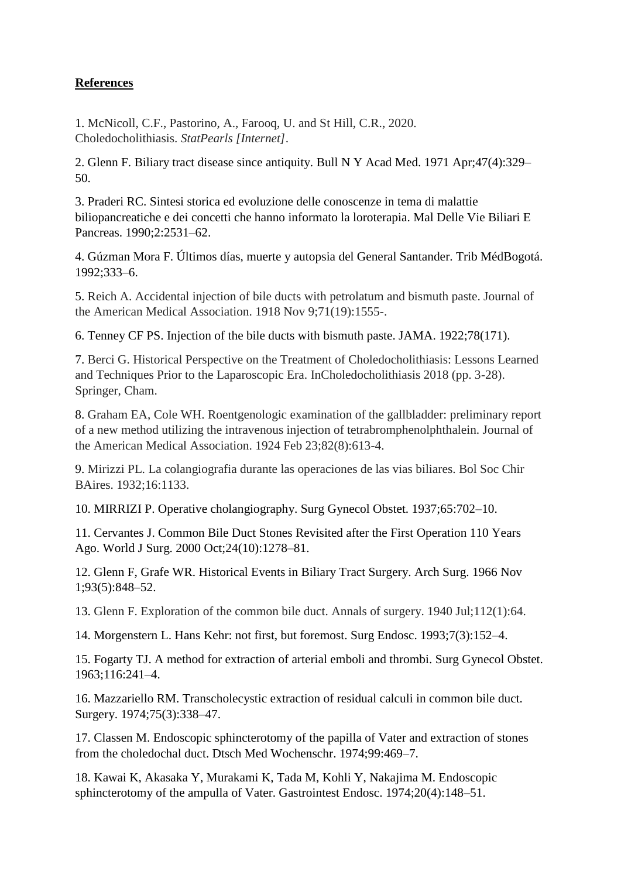**References**

1. McNicoll, C.F., Pastorino, A., Farooq, U. and St Hill, C.R., 2020. Choledocholithiasis. *StatPearls [Internet]*.

2. Glenn F. Biliary tract disease since antiquity. Bull N Y Acad Med. 1971 Apr;47(4):329–50.

3. Praderi RC. Sintesi storica ed evoluzione delle conoscenze in tema di malattie biliopancreatiche e dei concetti che hanno informato la loroterapia. Mal Delle Vie Biliari E Pancreas. 1990;2:2531–62.

4. Gúzman Mora F. Últimos días, muerte y autopsia del General Santander. Trib MédBogotá. 1992;333–6.

5. Reich A. Accidental injection of bile ducts with petrolatum and bismuth paste. Journal of the American Medical Association. 1918 Nov 9;71(19):1555-.

6. Tenney CF PS. Injection of the bile ducts with bismuth paste. JAMA. 1922;78(171).

7. Berci G. Historical Perspective on the Treatment of Choledocholithiasis: Lessons Learned and Techniques Prior to the Laparoscopic Era. InCholedocholithiasis 2018 (pp. 3-28). Springer, Cham.

8. Graham EA, Cole WH. Roentgenologic examination of the gallbladder: preliminary report of a new method utilizing the intravenous injection of tetrabromphenolphthalein. Journal of the American Medical Association. 1924 Feb 23;82(8):613-4.

9. Mirizzi PL. La colangiografia durante las operaciones de las vias biliares. Bol Soc Chir BAires. 1932;16:1133.

10. MIRRIZI P. Operative cholangiography. Surg Gynecol Obstet. 1937;65:702–10.

11. Cervantes J. Common Bile Duct Stones Revisited after the First Operation 110 Years Ago. World J Surg. 2000 Oct;24(10):1278–81.

12. Glenn F, Grafe WR. Historical Events in Biliary Tract Surgery. Arch Surg. 1966 Nov 1;93(5):848–52.

13. Glenn F. Exploration of the common bile duct. Annals of surgery. 1940 Jul;112(1):64.

14. Morgenstern L. Hans Kehr: not first, but foremost. Surg Endosc. 1993;7(3):152–4.

15. Fogarty TJ. A method for extraction of arterial emboli and thrombi. Surg Gynecol Obstet. 1963;116:241–4.

16. Mazzariello RM. Transcholecystic extraction of residual calculi in common bile duct. Surgery. 1974;75(3):338–47.

17. Classen M. Endoscopic sphincterotomy of the papilla of Vater and extraction of stones from the choledochal duct. Dtsch Med Wochenschr. 1974;99:469–7.

18. Kawai K, Akasaka Y, Murakami K, Tada M, Kohli Y, Nakajima M. Endoscopic sphincterotomy of the ampulla of Vater. Gastrointest Endosc. 1974;20(4):148–51.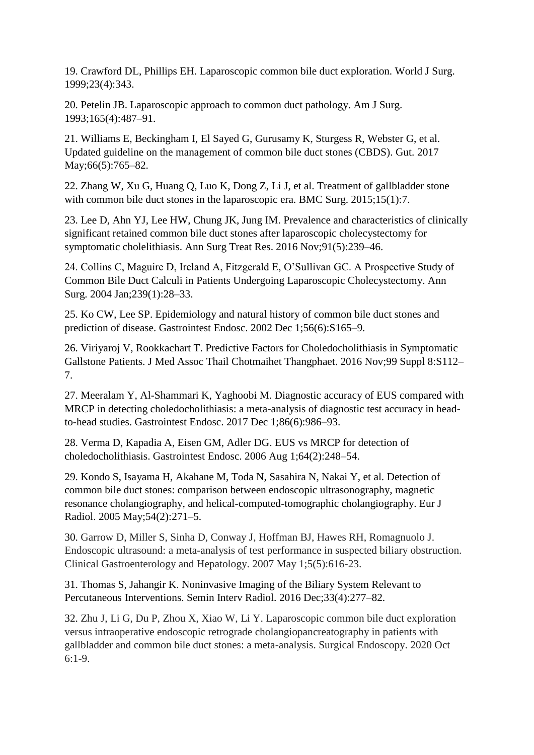19. Crawford DL, Phillips EH. Laparoscopic common bile duct exploration. World J Surg. 1999;23(4):343.

20. Petelin JB. Laparoscopic approach to common duct pathology. Am J Surg. 1993;165(4):487–91.

21. Williams E, Beckingham I, El Sayed G, Gurusamy K, Sturgess R, Webster G, et al. Updated guideline on the management of common bile duct stones (CBDS). Gut. 2017 May;66(5):765–82.

22. Zhang W, Xu G, Huang Q, Luo K, Dong Z, Li J, et al. Treatment of gallbladder stone with common bile duct stones in the laparoscopic era. BMC Surg. 2015;15(1):7.

23. Lee D, Ahn YJ, Lee HW, Chung JK, Jung IM. Prevalence and characteristics of clinically significant retained common bile duct stones after laparoscopic cholecystectomy for symptomatic cholelithiasis. Ann Surg Treat Res. 2016 Nov;91(5):239–46.

24. Collins C, Maguire D, Ireland A, Fitzgerald E, O'Sullivan GC. A Prospective Study of Common Bile Duct Calculi in Patients Undergoing Laparoscopic Cholecystectomy. Ann Surg. 2004 Jan;239(1):28–33.

25. Ko CW, Lee SP. Epidemiology and natural history of common bile duct stones and prediction of disease. Gastrointest Endosc. 2002 Dec 1;56(6):S165–9.

26. Viriyaroj V, Rookkachart T. Predictive Factors for Choledocholithiasis in Symptomatic Gallstone Patients. J Med Assoc Thail Chotmaihet Thangphaet. 2016 Nov;99 Suppl 8:S112–7.

27. Meeralam Y, Al-Shammari K, Yaghoobi M. Diagnostic accuracy of EUS compared with MRCP in detecting choledocholithiasis: a meta-analysis of diagnostic test accuracy in head-to-head studies. Gastrointest Endosc. 2017 Dec 1;86(6):986–93.

28. Verma D, Kapadia A, Eisen GM, Adler DG. EUS vs MRCP for detection of choledocholithiasis. Gastrointest Endosc. 2006 Aug 1;64(2):248–54.

29. Kondo S, Isayama H, Akahane M, Toda N, Sasahira N, Nakai Y, et al. Detection of common bile duct stones: comparison between endoscopic ultrasonography, magnetic resonance cholangiography, and helical-computed-tomographic cholangiography. Eur J Radiol. 2005 May;54(2):271–5.

30. Garrow D, Miller S, Sinha D, Conway J, Hoffman BJ, Hawes RH, Romagnuolo J. Endoscopic ultrasound: a meta-analysis of test performance in suspected biliary obstruction. Clinical Gastroenterology and Hepatology. 2007 May 1;5(5):616-23.

31. Thomas S, Jahangir K. Noninvasive Imaging of the Biliary System Relevant to Percutaneous Interventions. Semin Interv Radiol. 2016 Dec;33(4):277–82.

32. Zhu J, Li G, Du P, Zhou X, Xiao W, Li Y. Laparoscopic common bile duct exploration versus intraoperative endoscopic retrograde cholangiopancreatography in patients with gallbladder and common bile duct stones: a meta-analysis. Surgical Endoscopy. 2020 Oct 6:1-9.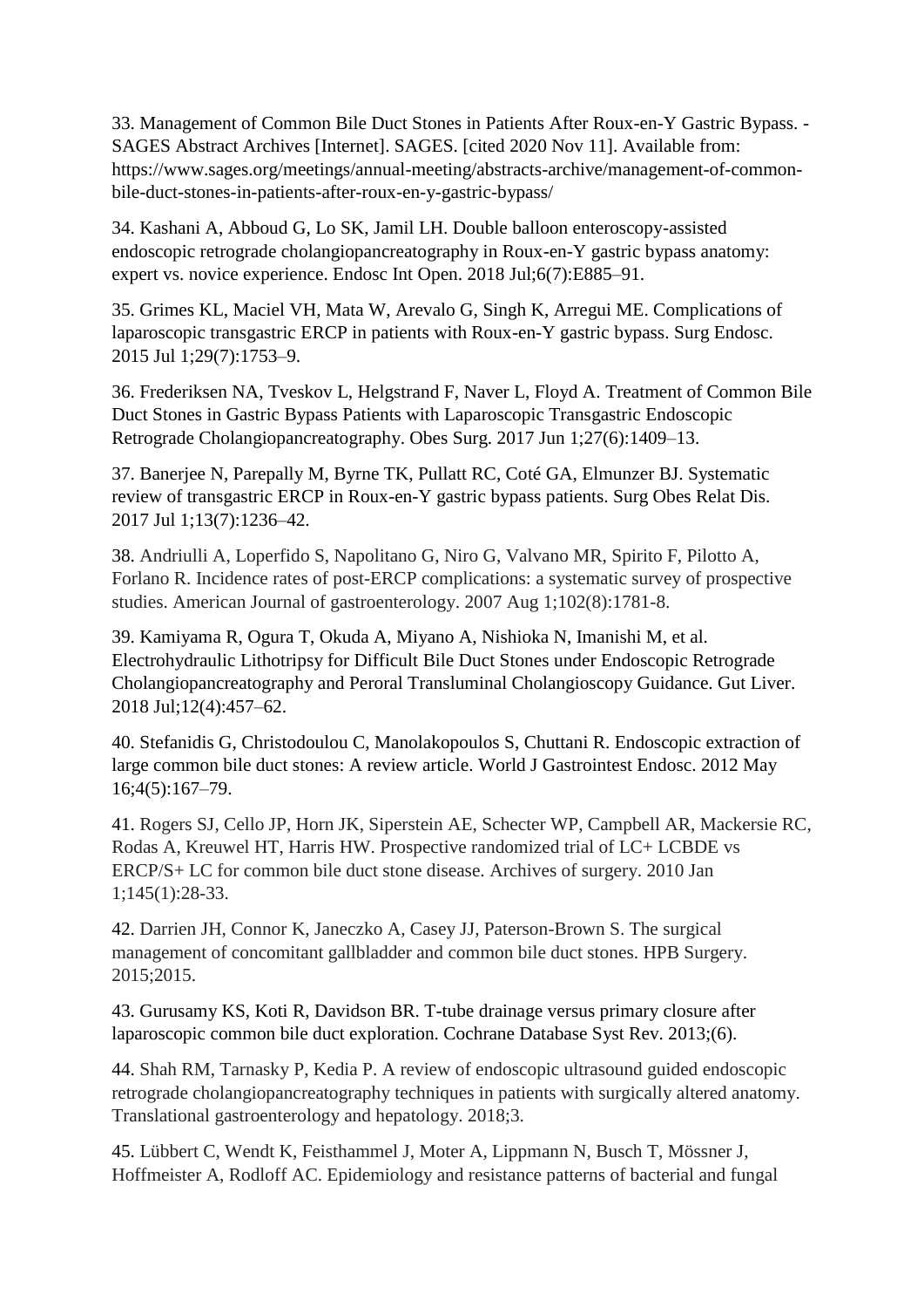33. Management of Common Bile Duct Stones in Patients After Roux-en-Y Gastric Bypass. - SAGES Abstract Archives [Internet]. SAGES. [cited 2020 Nov 11]. Available from: https://www.sages.org/meetings/annual-meeting/abstracts-archive/management-of-common-bile-duct-stones-in-patients-after-roux-en-y-gastric-bypass/

34. Kashani A, Abboud G, Lo SK, Jamil LH. Double balloon enteroscopy-assisted endoscopic retrograde cholangiopancreatography in Roux-en-Y gastric bypass anatomy: expert vs. novice experience. Endosc Int Open. 2018 Jul;6(7):E885–91.

35. Grimes KL, Maciel VH, Mata W, Arevalo G, Singh K, Arregui ME. Complications of laparoscopic transgastric ERCP in patients with Roux-en-Y gastric bypass. Surg Endosc. 2015 Jul 1;29(7):1753–9.

36. Frederiksen NA, Tveskov L, Helgstrand F, Naver L, Floyd A. Treatment of Common Bile Duct Stones in Gastric Bypass Patients with Laparoscopic Transgastric Endoscopic Retrograde Cholangiopancreatography. Obes Surg. 2017 Jun 1;27(6):1409–13.

37. Banerjee N, Parepally M, Byrne TK, Pullatt RC, Coté GA, Elmunzer BJ. Systematic review of transgastric ERCP in Roux-en-Y gastric bypass patients. Surg Obes Relat Dis. 2017 Jul 1;13(7):1236–42.

38. Andriulli A, Loperfido S, Napolitano G, Niro G, Valvano MR, Spirito F, Pilotto A, Forlano R. Incidence rates of post-ERCP complications: a systematic survey of prospective studies. American Journal of gastroenterology. 2007 Aug 1;102(8):1781-8.

39. Kamiyama R, Ogura T, Okuda A, Miyano A, Nishioka N, Imanishi M, et al. Electrohydraulic Lithotripsy for Difficult Bile Duct Stones under Endoscopic Retrograde Cholangiopancreatography and Peroral Transluminal Cholangioscopy Guidance. Gut Liver. 2018 Jul;12(4):457–62.

40. Stefanidis G, Christodoulou C, Manolakopoulos S, Chuttani R. Endoscopic extraction of large common bile duct stones: A review article. World J Gastrointest Endosc. 2012 May 16;4(5):167–79.

41. Rogers SJ, Cello JP, Horn JK, Siperstein AE, Schecter WP, Campbell AR, Mackersie RC, Rodas A, Kreuwel HT, Harris HW. Prospective randomized trial of LC+ LCBDE vs ERCP/S+ LC for common bile duct stone disease. Archives of surgery. 2010 Jan 1;145(1):28-33.

42. Darrien JH, Connor K, Janeczko A, Casey JJ, Paterson-Brown S. The surgical management of concomitant gallbladder and common bile duct stones. HPB Surgery. 2015;2015.

43. Gurusamy KS, Koti R, Davidson BR. T-tube drainage versus primary closure after laparoscopic common bile duct exploration. Cochrane Database Syst Rev. 2013;(6).

44. Shah RM, Tarnasky P, Kedia P. A review of endoscopic ultrasound guided endoscopic retrograde cholangiopancreatography techniques in patients with surgically altered anatomy. Translational gastroenterology and hepatology. 2018;3.

45. Lübbert C, Wendt K, Feisthammel J, Moter A, Lippmann N, Busch T, Mössner J, Hoffmeister A, Rodloff AC. Epidemiology and resistance patterns of bacterial and fungal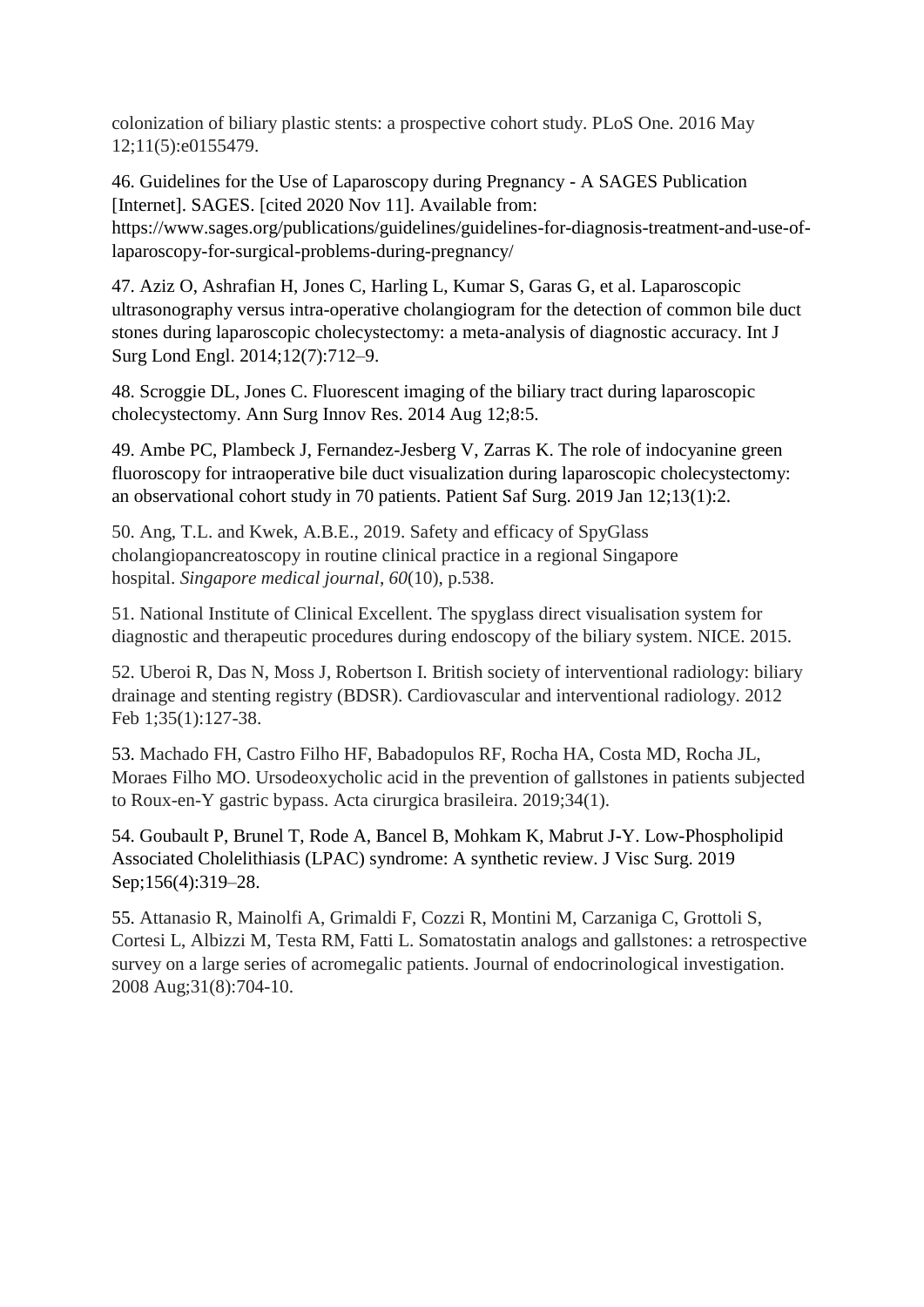colonization of biliary plastic stents: a prospective cohort study. PLoS One. 2016 May 12;11(5):e0155479.

46. Guidelines for the Use of Laparoscopy during Pregnancy - A SAGES Publication [Internet]. SAGES. [cited 2020 Nov 11]. Available from: https://www.sages.org/publications/guidelines/guidelines-for-diagnosis-treatment-and-use-of-laparoscopy-for-surgical-problems-during-pregnancy/

47. Aziz O, Ashrafian H, Jones C, Harling L, Kumar S, Garas G, et al. Laparoscopic ultrasonography versus intra-operative cholangiogram for the detection of common bile duct stones during laparoscopic cholecystectomy: a meta-analysis of diagnostic accuracy. Int J Surg Lond Engl. 2014;12(7):712–9.

48. Scroggie DL, Jones C. Fluorescent imaging of the biliary tract during laparoscopic cholecystectomy. Ann Surg Innov Res. 2014 Aug 12;8:5.

49. Ambe PC, Plambeck J, Fernandez-Jesberg V, Zarras K. The role of indocyanine green fluoroscopy for intraoperative bile duct visualization during laparoscopic cholecystectomy: an observational cohort study in 70 patients. Patient Saf Surg. 2019 Jan 12;13(1):2.

50. Ang, T.L. and Kwek, A.B.E., 2019. Safety and efficacy of SpyGlass cholangiopancreatoscopy in routine clinical practice in a regional Singapore hospital. *Singapore medical journal*, *60*(10), p.538.

51. National Institute of Clinical Excellent. The spyglass direct visualisation system for diagnostic and therapeutic procedures during endoscopy of the biliary system. NICE. 2015.

52. Uberoi R, Das N, Moss J, Robertson I. British society of interventional radiology: biliary drainage and stenting registry (BDSR). Cardiovascular and interventional radiology. 2012 Feb 1;35(1):127-38.

53. Machado FH, Castro Filho HF, Babadopulos RF, Rocha HA, Costa MD, Rocha JL, Moraes Filho MO. Ursodeoxycholic acid in the prevention of gallstones in patients subjected to Roux-en-Y gastric bypass. Acta cirurgica brasileira. 2019;34(1).

54. Goubault P, Brunel T, Rode A, Bancel B, Mohkam K, Mabrut J-Y. Low-Phospholipid Associated Cholelithiasis (LPAC) syndrome: A synthetic review. J Visc Surg. 2019 Sep;156(4):319–28.

55. Attanasio R, Mainolfi A, Grimaldi F, Cozzi R, Montini M, Carzaniga C, Grottoli S, Cortesi L, Albizzi M, Testa RM, Fatti L. Somatostatin analogs and gallstones: a retrospective survey on a large series of acromegalic patients. Journal of endocrinological investigation. 2008 Aug;31(8):704-10.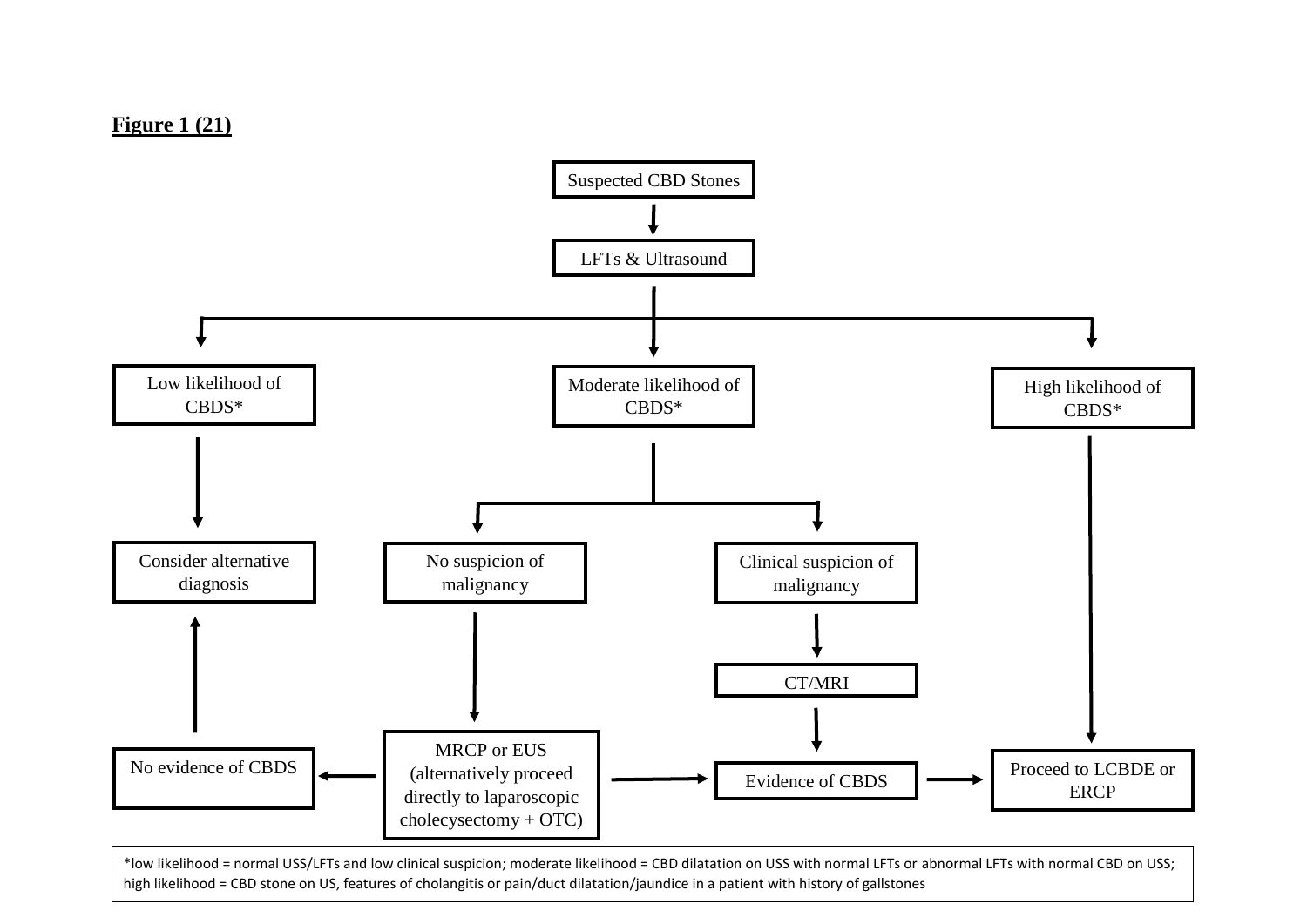**Figure 1 (21)**

Suspected CBD Stones

LFTs & Ultrasound

Low likelihood of CBDS*

Moderate likelihood of CBDS*

High likelihood of CBDS*

Consider alternative diagnosis

No suspicion of malignancy

Clinical suspicion of malignancy

CT/MRI

No evidence of CBDS

MRCP or EUS (alternatively proceed directly to laparoscopic cholecysectomy + OTC)

Evidence of CBDS

Proceed to LCBDE or ERCP

*low likelihood = normal USS/LFTs and low clinical suspicion; moderate likelihood = CBD dilatation on USS with normal LFTs or abnormal LFTs with normal CBD on USS; high likelihood = CBD stone on US, features of cholangitis or pain/duct dilatation/jaundice in a patient with history of gallstones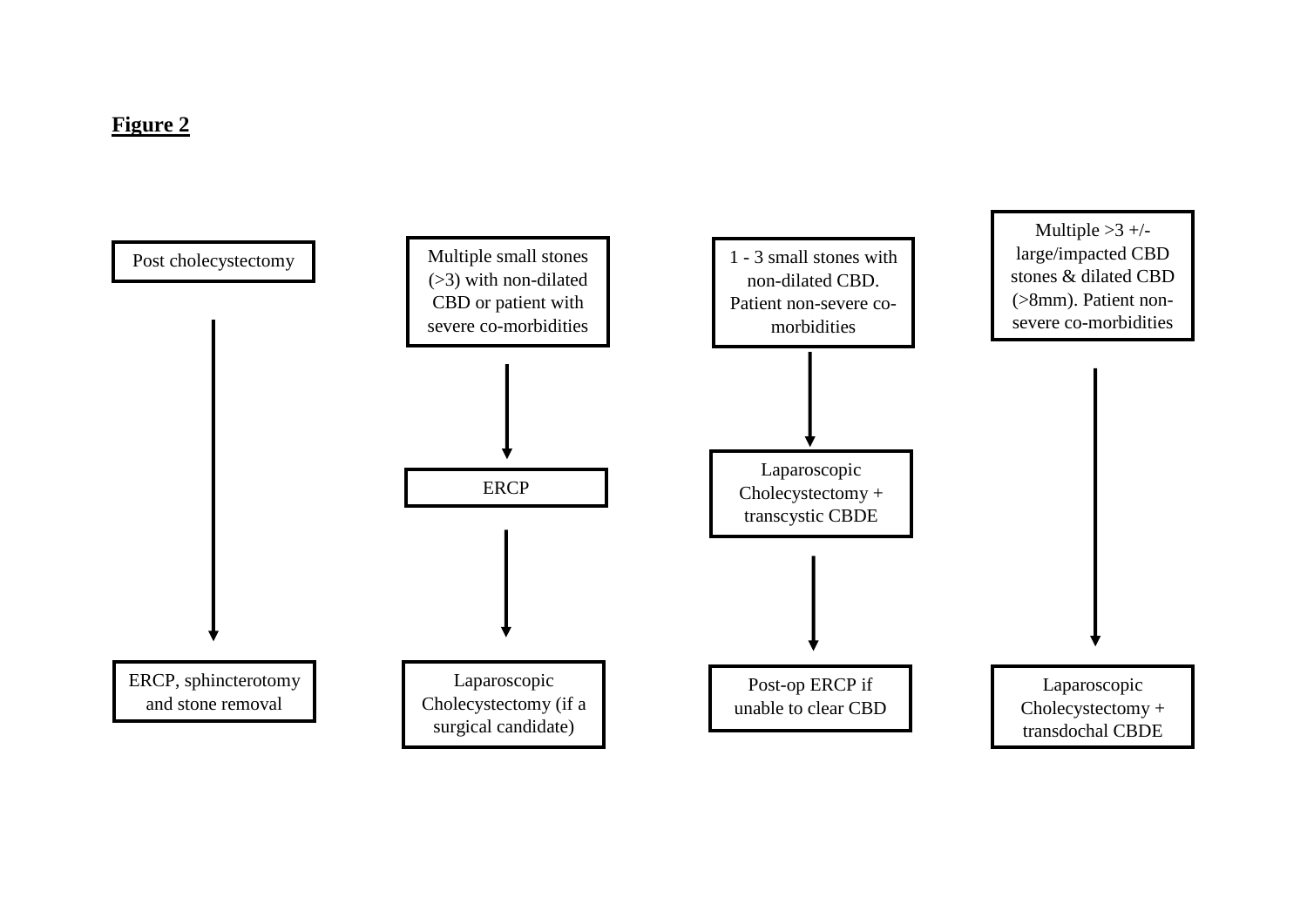**Figure 2**

Post cholecystectomy

ERCP, sphincterotomy and stone removal

Multiple small stones (>3) with non-dilated CBD or patient with severe co-morbidities

ERCP

Laparoscopic Cholecystectomy (if a surgical candidate)

1 - 3 small stones with non-dilated CBD. Patient non-severe co-morbidities

Laparoscopic Cholecystectomy + transcystic CBDE

Post-op ERCP if unable to clear CBD

Multiple >3 +/- large/impacted CBD stones & dilated CBD (>8mm). Patient non-severe co-morbidities

Laparoscopic Cholecystectomy + transdochal CBDE